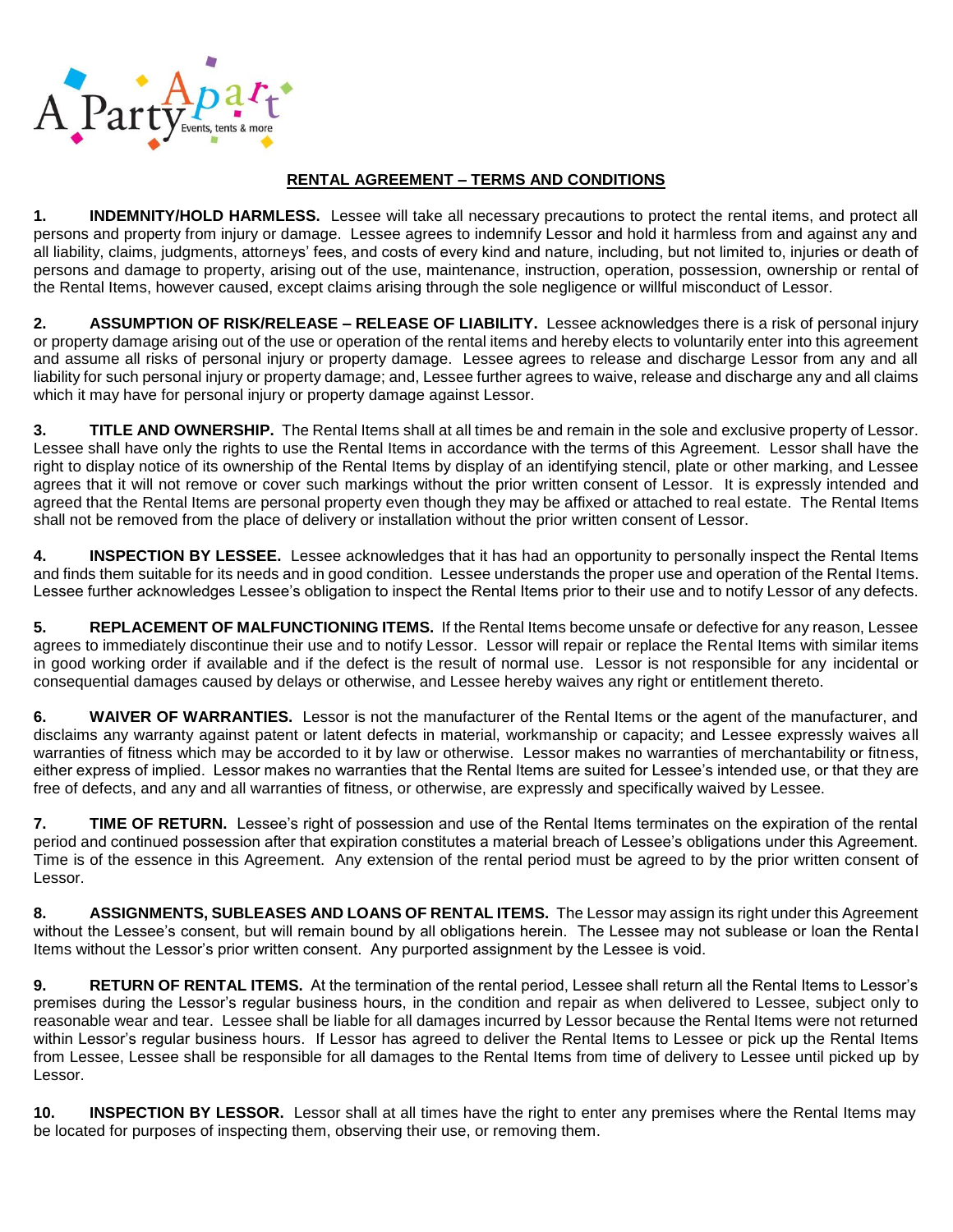A Party Apart

Events, tents & more

## RENTAL AGREEMENT – TERMS AND CONDITIONS

**1. INDEMNITY/HOLD HARMLESS.** Lessee will take all necessary precautions to protect the rental items, and protect all persons and property from injury or damage. Lessee agrees to indemnify Lessor and hold it harmless from and against any and all liability, claims, judgments, attorneys' fees, and costs of every kind and nature, including, but not limited to, injuries or death of persons and damage to property, arising out of the use, maintenance, instruction, operation, possession, ownership or rental of the Rental Items, however caused, except claims arising through the sole negligence or willful misconduct of Lessor.

**2. ASSUMPTION OF RISK/RELEASE – RELEASE OF LIABILITY.** Lessee acknowledges there is a risk of personal injury or property damage arising out of the use or operation of the rental items and hereby elects to voluntarily enter into this agreement and assume all risks of personal injury or property damage. Lessee agrees to release and discharge Lessor from any and all liability for such personal injury or property damage; and, Lessee further agrees to waive, release and discharge any and all claims which it may have for personal injury or property damage against Lessor.

**3. TITLE AND OWNERSHIP.** The Rental Items shall at all times be and remain in the sole and exclusive property of Lessor. Lessee shall have only the rights to use the Rental Items in accordance with the terms of this Agreement. Lessor shall have the right to display notice of its ownership of the Rental Items by display of an identifying stencil, plate or other marking, and Lessee agrees that it will not remove or cover such markings without the prior written consent of Lessor. It is expressly intended and agreed that the Rental Items are personal property even though they may be affixed or attached to real estate. The Rental Items shall not be removed from the place of delivery or installation without the prior written consent of Lessor.

**4. INSPECTION BY LESSEE.** Lessee acknowledges that it has had an opportunity to personally inspect the Rental Items and finds them suitable for its needs and in good condition. Lessee understands the proper use and operation of the Rental Items. Lessee further acknowledges Lessee's obligation to inspect the Rental Items prior to their use and to notify Lessor of any defects.

**5. REPLACEMENT OF MALFUNCTIONING ITEMS.** If the Rental Items become unsafe or defective for any reason, Lessee agrees to immediately discontinue their use and to notify Lessor. Lessor will repair or replace the Rental Items with similar items in good working order if available and if the defect is the result of normal use. Lessor is not responsible for any incidental or consequential damages caused by delays or otherwise, and Lessee hereby waives any right or entitlement thereto.

**6. WAIVER OF WARRANTIES.** Lessor is not the manufacturer of the Rental Items or the agent of the manufacturer, and disclaims any warranty against patent or latent defects in material, workmanship or capacity; and Lessee expressly waives all warranties of fitness which may be accorded to it by law or otherwise. Lessor makes no warranties of merchantability or fitness, either express of implied. Lessor makes no warranties that the Rental Items are suited for Lessee's intended use, or that they are free of defects, and any and all warranties of fitness, or otherwise, are expressly and specifically waived by Lessee.

**7. TIME OF RETURN.** Lessee's right of possession and use of the Rental Items terminates on the expiration of the rental period and continued possession after that expiration constitutes a material breach of Lessee's obligations under this Agreement. Time is of the essence in this Agreement. Any extension of the rental period must be agreed to by the prior written consent of Lessor.

**8. ASSIGNMENTS, SUBLEASES AND LOANS OF RENTAL ITEMS.** The Lessor may assign its right under this Agreement without the Lessee's consent, but will remain bound by all obligations herein. The Lessee may not sublease or loan the Rental Items without the Lessor's prior written consent. Any purported assignment by the Lessee is void.

**9. RETURN OF RENTAL ITEMS.** At the termination of the rental period, Lessee shall return all the Rental Items to Lessor's premises during the Lessor's regular business hours, in the condition and repair as when delivered to Lessee, subject only to reasonable wear and tear. Lessee shall be liable for all damages incurred by Lessor because the Rental Items were not returned within Lessor's regular business hours. If Lessor has agreed to deliver the Rental Items to Lessee or pick up the Rental Items from Lessee, Lessee shall be responsible for all damages to the Rental Items from time of delivery to Lessee until picked up by Lessor.

**10. INSPECTION BY LESSOR.** Lessor shall at all times have the right to enter any premises where the Rental Items may be located for purposes of inspecting them, observing their use, or removing them.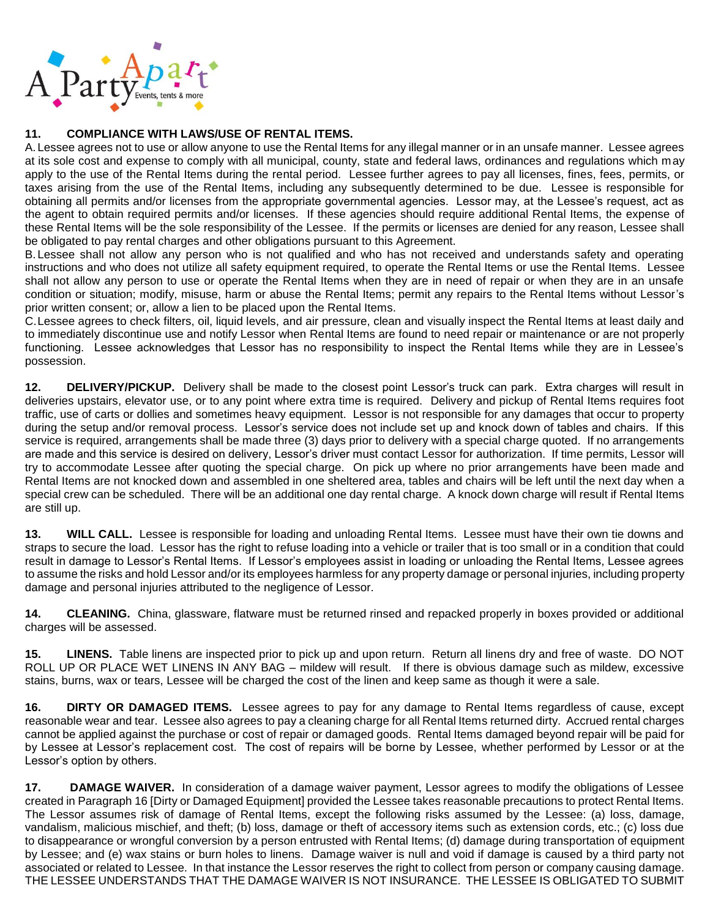**11. COMPLIANCE WITH LAWS/USE OF RENTAL ITEMS.**

A. Lessee agrees not to use or allow anyone to use the Rental Items for any illegal manner or in an unsafe manner. Lessee agrees at its sole cost and expense to comply with all municipal, county, state and federal laws, ordinances and regulations which may apply to the use of the Rental Items during the rental period. Lessee further agrees to pay all licenses, fines, fees, permits, or taxes arising from the use of the Rental Items, including any subsequently determined to be due. Lessee is responsible for obtaining all permits and/or licenses from the appropriate governmental agencies. Lessor may, at the Lessee's request, act as the agent to obtain required permits and/or licenses. If these agencies should require additional Rental Items, the expense of these Rental Items will be the sole responsibility of the Lessee. If the permits or licenses are denied for any reason, Lessee shall be obligated to pay rental charges and other obligations pursuant to this Agreement.

B. Lessee shall not allow any person who is not qualified and who has not received and understands safety and operating instructions and who does not utilize all safety equipment required, to operate the Rental Items or use the Rental Items. Lessee shall not allow any person to use or operate the Rental Items when they are in need of repair or when they are in an unsafe condition or situation; modify, misuse, harm or abuse the Rental Items; permit any repairs to the Rental Items without Lessor's prior written consent; or, allow a lien to be placed upon the Rental Items.

C. Lessee agrees to check filters, oil, liquid levels, and air pressure, clean and visually inspect the Rental Items at least daily and to immediately discontinue use and notify Lessor when Rental Items are found to need repair or maintenance or are not properly functioning. Lessee acknowledges that Lessor has no responsibility to inspect the Rental Items while they are in Lessee's possession.

**12. DELIVERY/PICKUP.** Delivery shall be made to the closest point Lessor's truck can park. Extra charges will result in deliveries upstairs, elevator use, or to any point where extra time is required. Delivery and pickup of Rental Items requires foot traffic, use of carts or dollies and sometimes heavy equipment. Lessor is not responsible for any damages that occur to property during the setup and/or removal process. Lessor's service does not include set up and knock down of tables and chairs. If this service is required, arrangements shall be made three (3) days prior to delivery with a special charge quoted. If no arrangements are made and this service is desired on delivery, Lessor's driver must contact Lessor for authorization. If time permits, Lessor will try to accommodate Lessee after quoting the special charge. On pick up where no prior arrangements have been made and Rental Items are not knocked down and assembled in one sheltered area, tables and chairs will be left until the next day when a special crew can be scheduled. There will be an additional one day rental charge. A knock down charge will result if Rental Items are still up.

**13. WILL CALL.** Lessee is responsible for loading and unloading Rental Items. Lessee must have their own tie downs and straps to secure the load. Lessor has the right to refuse loading into a vehicle or trailer that is too small or in a condition that could result in damage to Lessor's Rental Items. If Lessor's employees assist in loading or unloading the Rental Items, Lessee agrees to assume the risks and hold Lessor and/or its employees harmless for any property damage or personal injuries, including property damage and personal injuries attributed to the negligence of Lessor.

**14. CLEANING.** China, glassware, flatware must be returned rinsed and repacked properly in boxes provided or additional charges will be assessed.

**15. LINENS.** Table linens are inspected prior to pick up and upon return. Return all linens dry and free of waste. DO NOT ROLL UP OR PLACE WET LINENS IN ANY BAG – mildew will result. If there is obvious damage such as mildew, excessive stains, burns, wax or tears, Lessee will be charged the cost of the linen and keep same as though it were a sale.

**16. DIRTY OR DAMAGED ITEMS.** Lessee agrees to pay for any damage to Rental Items regardless of cause, except reasonable wear and tear. Lessee also agrees to pay a cleaning charge for all Rental Items returned dirty. Accrued rental charges cannot be applied against the purchase or cost of repair or damaged goods. Rental Items damaged beyond repair will be paid for by Lessee at Lessor's replacement cost. The cost of repairs will be borne by Lessee, whether performed by Lessor or at the Lessor's option by others.

**17. DAMAGE WAIVER.** In consideration of a damage waiver payment, Lessor agrees to modify the obligations of Lessee created in Paragraph 16 [Dirty or Damaged Equipment] provided the Lessee takes reasonable precautions to protect Rental Items. The Lessor assumes risk of damage of Rental Items, except the following risks assumed by the Lessee: (a) loss, damage, vandalism, malicious mischief, and theft; (b) loss, damage or theft of accessory items such as extension cords, etc.; (c) loss due to disappearance or wrongful conversion by a person entrusted with Rental Items; (d) damage during transportation of equipment by Lessee; and (e) wax stains or burn holes to linens. Damage waiver is null and void if damage is caused by a third party not associated or related to Lessee. In that instance the Lessor reserves the right to collect from person or company causing damage. THE LESSEE UNDERSTANDS THAT THE DAMAGE WAIVER IS NOT INSURANCE. THE LESSEE IS OBLIGATED TO SUBMIT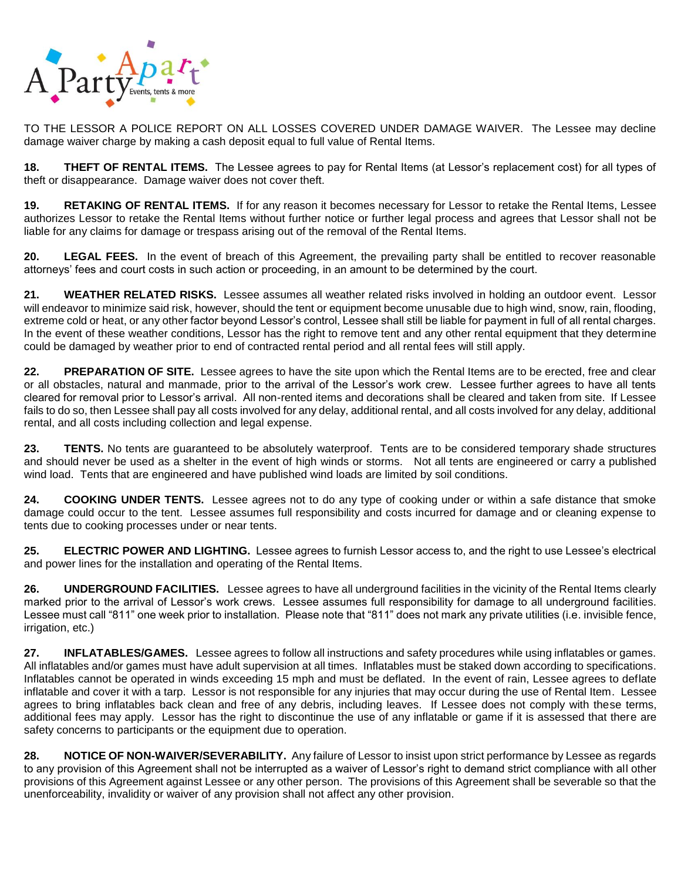TO THE LESSOR A POLICE REPORT ON ALL LOSSES COVERED UNDER DAMAGE WAIVER. The Lessee may decline damage waiver charge by making a cash deposit equal to full value of Rental Items.

**18. THEFT OF RENTAL ITEMS.** The Lessee agrees to pay for Rental Items (at Lessor's replacement cost) for all types of theft or disappearance. Damage waiver does not cover theft.

**19. RETAKING OF RENTAL ITEMS.** If for any reason it becomes necessary for Lessor to retake the Rental Items, Lessee authorizes Lessor to retake the Rental Items without further notice or further legal process and agrees that Lessor shall not be liable for any claims for damage or trespass arising out of the removal of the Rental Items.

**20. LEGAL FEES.** In the event of breach of this Agreement, the prevailing party shall be entitled to recover reasonable attorneys' fees and court costs in such action or proceeding, in an amount to be determined by the court.

**21. WEATHER RELATED RISKS.** Lessee assumes all weather related risks involved in holding an outdoor event. Lessor will endeavor to minimize said risk, however, should the tent or equipment become unusable due to high wind, snow, rain, flooding, extreme cold or heat, or any other factor beyond Lessor's control, Lessee shall still be liable for payment in full of all rental charges. In the event of these weather conditions, Lessor has the right to remove tent and any other rental equipment that they determine could be damaged by weather prior to end of contracted rental period and all rental fees will still apply.

**22. PREPARATION OF SITE.** Lessee agrees to have the site upon which the Rental Items are to be erected, free and clear or all obstacles, natural and manmade, prior to the arrival of the Lessor's work crew. Lessee further agrees to have all tents cleared for removal prior to Lessor's arrival. All non-rented items and decorations shall be cleared and taken from site. If Lessee fails to do so, then Lessee shall pay all costs involved for any delay, additional rental, and all costs involved for any delay, additional rental, and all costs including collection and legal expense.

**23. TENTS.** No tents are guaranteed to be absolutely waterproof. Tents are to be considered temporary shade structures and should never be used as a shelter in the event of high winds or storms. Not all tents are engineered or carry a published wind load. Tents that are engineered and have published wind loads are limited by soil conditions.

**24. COOKING UNDER TENTS.** Lessee agrees not to do any type of cooking under or within a safe distance that smoke damage could occur to the tent. Lessee assumes full responsibility and costs incurred for damage and or cleaning expense to tents due to cooking processes under or near tents.

**25. ELECTRIC POWER AND LIGHTING.** Lessee agrees to furnish Lessor access to, and the right to use Lessee's electrical and power lines for the installation and operating of the Rental Items.

**26. UNDERGROUND FACILITIES.** Lessee agrees to have all underground facilities in the vicinity of the Rental Items clearly marked prior to the arrival of Lessor's work crews. Lessee assumes full responsibility for damage to all underground facilities. Lessee must call "811" one week prior to installation. Please note that "811" does not mark any private utilities (i.e. invisible fence, irrigation, etc.)

**27. INFLATABLES/GAMES.** Lessee agrees to follow all instructions and safety procedures while using inflatables or games. All inflatables and/or games must have adult supervision at all times. Inflatables must be staked down according to specifications. Inflatables cannot be operated in winds exceeding 15 mph and must be deflated. In the event of rain, Lessee agrees to deflate inflatable and cover it with a tarp. Lessor is not responsible for any injuries that may occur during the use of Rental Item. Lessee agrees to bring inflatables back clean and free of any debris, including leaves. If Lessee does not comply with these terms, additional fees may apply. Lessor has the right to discontinue the use of any inflatable or game if it is assessed that there are safety concerns to participants or the equipment due to operation.

**28. NOTICE OF NON-WAIVER/SEVERABILITY.** Any failure of Lessor to insist upon strict performance by Lessee as regards to any provision of this Agreement shall not be interrupted as a waiver of Lessor's right to demand strict compliance with all other provisions of this Agreement against Lessee or any other person. The provisions of this Agreement shall be severable so that the unenforceability, invalidity or waiver of any provision shall not affect any other provision.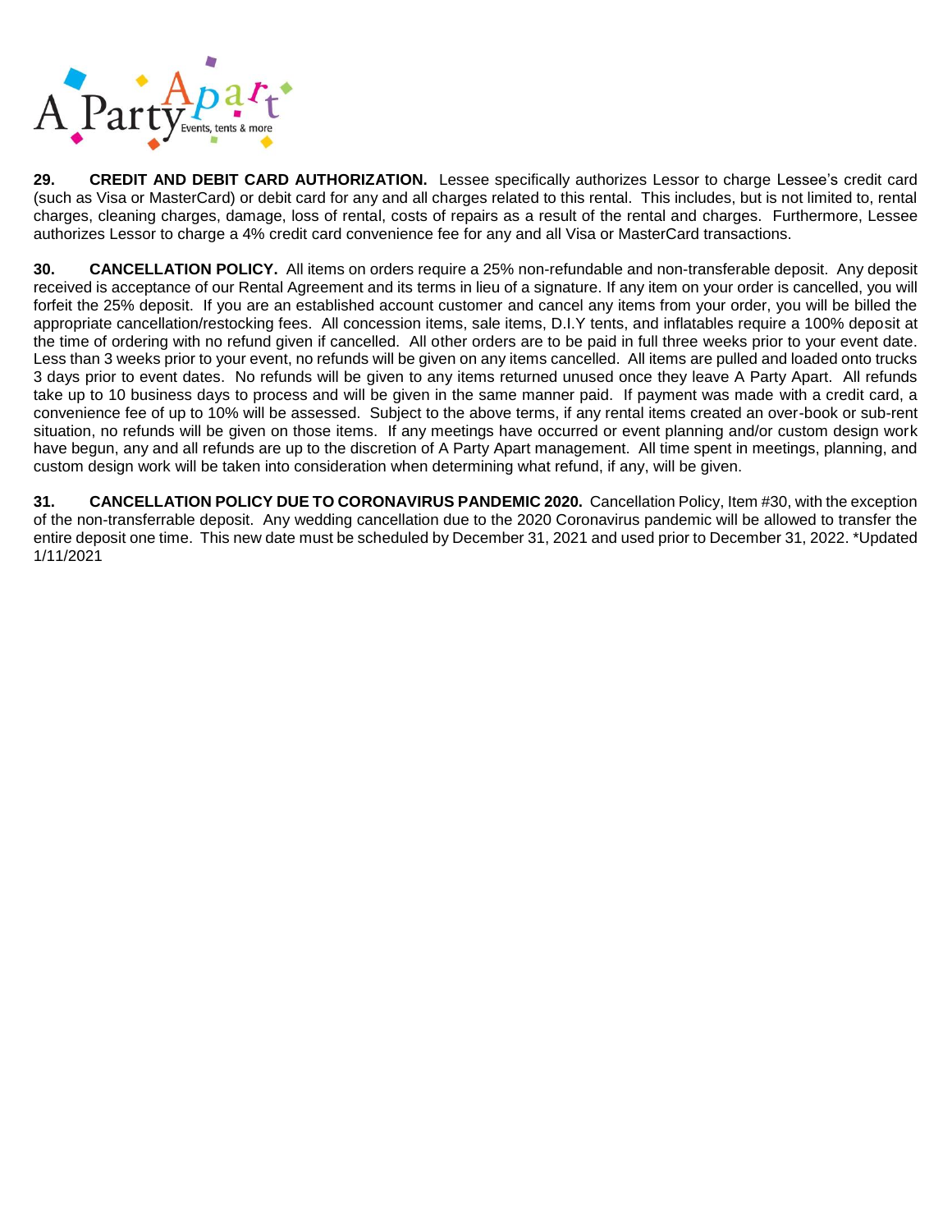**29. CREDIT AND DEBIT CARD AUTHORIZATION.** Lessee specifically authorizes Lessor to charge Lessee's credit card (such as Visa or MasterCard) or debit card for any and all charges related to this rental. This includes, but is not limited to, rental charges, cleaning charges, damage, loss of rental, costs of repairs as a result of the rental and charges. Furthermore, Lessee authorizes Lessor to charge a 4% credit card convenience fee for any and all Visa or MasterCard transactions.

**30. CANCELLATION POLICY.** All items on orders require a 25% non-refundable and non-transferable deposit. Any deposit received is acceptance of our Rental Agreement and its terms in lieu of a signature. If any item on your order is cancelled, you will forfeit the 25% deposit. If you are an established account customer and cancel any items from your order, you will be billed the appropriate cancellation/restocking fees. All concession items, sale items, D.I.Y tents, and inflatables require a 100% deposit at the time of ordering with no refund given if cancelled. All other orders are to be paid in full three weeks prior to your event date. Less than 3 weeks prior to your event, no refunds will be given on any items cancelled. All items are pulled and loaded onto trucks 3 days prior to event dates. No refunds will be given to any items returned unused once they leave A Party Apart. All refunds take up to 10 business days to process and will be given in the same manner paid. If payment was made with a credit card, a convenience fee of up to 10% will be assessed. Subject to the above terms, if any rental items created an over-book or sub-rent situation, no refunds will be given on those items. If any meetings have occurred or event planning and/or custom design work have begun, any and all refunds are up to the discretion of A Party Apart management. All time spent in meetings, planning, and custom design work will be taken into consideration when determining what refund, if any, will be given.

**31. CANCELLATION POLICY DUE TO CORONAVIRUS PANDEMIC 2020.** Cancellation Policy, Item #30, with the exception of the non-transferrable deposit. Any wedding cancellation due to the 2020 Coronavirus pandemic will be allowed to transfer the entire deposit one time. This new date must be scheduled by December 31, 2021 and used prior to December 31, 2022. *Updated 1/11/2021